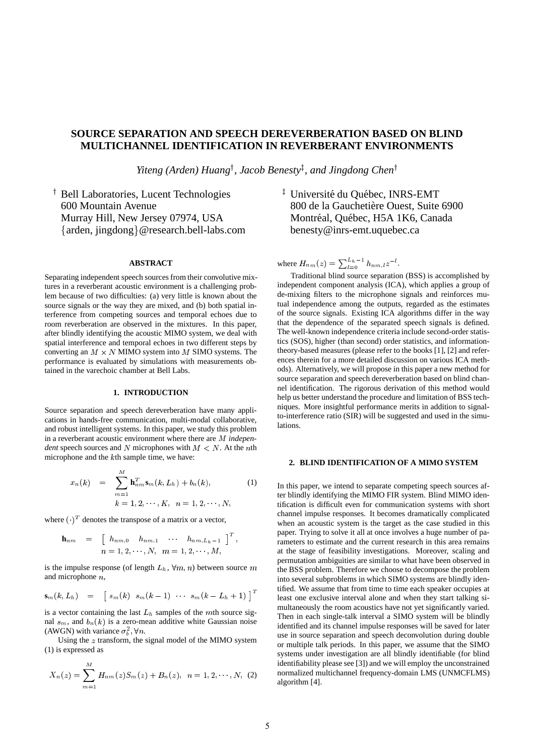# SOURCE SEPARATION AND SPEECH DEREVERBERATION BASED ON BLIND MULTICHANNEL IDENTIFICATION IN REVERBERANT ENVIRONMENTS

*Yiteng (Arden) Huang*[†], *Jacob Benesty*[‡], *and Jingdong Chen*[†]

[†] Bell Laboratories, Lucent Technologies
600 Mountain Avenue
Murray Hill, New Jersey 07974, USA
{arden, jingdong}@research.bell-labs.com

[‡] Université du Québec, INRS-EMT
800 de la Gauchetière Ouest, Suite 6900
Montréal, Québec, H5A 1K6, Canada
benesty@inrs-emt.uquebec.ca

## ABSTRACT

Separating independent speech sources from their convolutive mixtures in a reverberant acoustic environment is a challenging problem because of two difficulties: (a) very little is known about the source signals or the way they are mixed, and (b) both spatial interference from competing sources and temporal echoes due to room reverberation are observed in the mixtures. In this paper, after blindly identifying the acoustic MIMO system, we deal with spatial interference and temporal echoes in two different steps by converting an $M \times N$ MIMO system into $M$ SIMO systems. The performance is evaluated by simulations with measurements obtained in the varechoic chamber at Bell Labs.

## 1. INTRODUCTION

Source separation and speech dereverberation have many applications in hands-free communication, multi-modal collaborative, and robust intelligent systems. In this paper, we study this problem in a reverberant acoustic environment where there are $M$ *independent* speech sources and $N$ microphones with $M < N$. At the $n$th microphone and the $k$th sample time, we have:

$$x_n(k) = \sum_{m=1}^{M} \mathbf{h}_{nm}^T \mathbf{s}_m(k, L_h) + b_n(k), \qquad (1)$$
$$k = 1, 2, \cdots, K, \quad n = 1, 2, \cdots, N,$$

where $(\cdot)^T$ denotes the transpose of a matrix or a vector,

$$\mathbf{h}_{nm} = \begin{bmatrix} h_{nm,0} & h_{nm,1} & \cdots & h_{nm,L_h-1} \end{bmatrix}^T,$$
$$n = 1, 2, \cdots, N, \quad m = 1, 2, \cdots, M,$$

is the impulse response (of length $L_h$, $\forall m, n$) between source $m$ and microphone $n$,

$$\mathbf{s}_m(k, L_h) = \begin{bmatrix} s_m(k) & s_m(k-1) & \cdots & s_m(k-L_h+1) \end{bmatrix}^T$$

is a vector containing the last $L_h$ samples of the $m$th source signal $s_m$, and $b_n(k)$ is a zero-mean additive white Gaussian noise (AWGN) with variance $\sigma_b^2, \forall n$.

Using the $z$ transform, the signal model of the MIMO system (1) is expressed as

$$X_n(z) = \sum_{m=1}^{M} H_{nm}(z) S_m(z) + B_n(z), \quad n = 1, 2, \cdots, N, \quad (2)$$

where $H_{nm}(z) = \sum_{l=0}^{L_h-1} h_{nm,l} z^{-l}$.

Traditional blind source separation (BSS) is accomplished by independent component analysis (ICA), which applies a group of de-mixing filters to the microphone signals and reinforces mutual independence among the outputs, regarded as the estimates of the source signals. Existing ICA algorithms differ in the way that the dependence of the separated speech signals is defined. The well-known independence criteria include second-order statistics (SOS), higher (than second) order statistics, and information-theory-based measures (please refer to the books [1], [2] and references therein for a more detailed discussion on various ICA methods). Alternatively, we will propose in this paper a new method for source separation and speech dereverberation based on blind channel identification. The rigorous derivation of this method would help us better understand the procedure and limitation of BSS techniques. More insightful performance merits in addition to signal-to-interference ratio (SIR) will be suggested and used in the simulations.

## 2. BLIND IDENTIFICATION OF A MIMO SYSTEM

In this paper, we intend to separate competing speech sources after blindly identifying the MIMO FIR system. Blind MIMO identification is difficult even for communication systems with short channel impulse responses. It becomes dramatically complicated when an acoustic system is the target as the case studied in this paper. Trying to solve it all at once involves a huge number of parameters to estimate and the current research in this area remains at the stage of feasibility investigations. Moreover, scaling and permutation ambiguities are similar to what have been observed in the BSS problem. Therefore we choose to decompose the problem into several subproblems in which SIMO systems are blindly identified. We assume that from time to time each speaker occupies at least one exclusive interval alone and when they start talking simultaneously the room acoustics have not yet significantly varied. Then in each single-talk interval a SIMO system will be blindly identified and its channel impulse responses will be saved for later use in source separation and speech deconvolution during double or multiple talk periods. In this paper, we assume that the SIMO systems under investigation are all blindly identifiable (for blind identifiability please see [3]) and we will employ the unconstrained normalized multichannel frequency-domain LMS (UNMCFLMS) algorithm [4].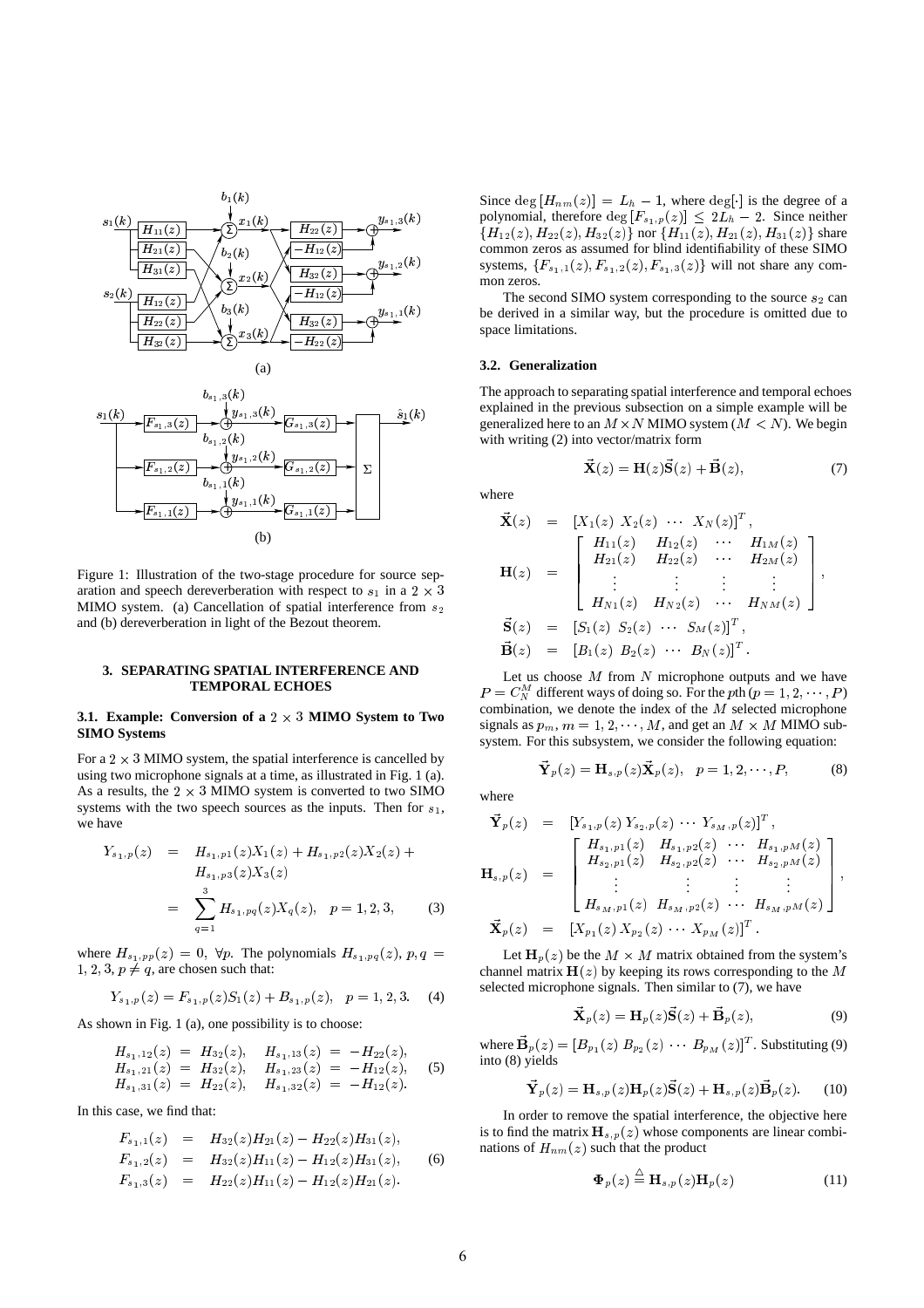Figure 1: Illustration of the two-stage procedure for source separation and speech dereverberation with respect to $s_1$ in a $2 \times 3$ MIMO system. (a) Cancellation of spatial interference from $s_2$ and (b) dereverberation in light of the Bezout theorem.

## 3. SEPARATING SPATIAL INTERFERENCE AND TEMPORAL ECHOES

### 3.1. Example: Conversion of a $2 \times 3$ MIMO System to Two SIMO Systems

For a $2 \times 3$ MIMO system, the spatial interference is cancelled by using two microphone signals at a time, as illustrated in Fig. 1 (a). As a results, the $2 \times 3$ MIMO system is converted to two SIMO systems with the two speech sources as the inputs. Then for $s_1$, we have

$$\begin{aligned} Y_{s_1,p}(z) &= H_{s_1,p1}(z)X_1(z) + H_{s_1,p2}(z)X_2(z) + \\ &\quad H_{s_1,p3}(z)X_3(z) \\ &= \sum_{q=1}^{3} H_{s_1,pq}(z)X_q(z), \quad p = 1, 2, 3, \end{aligned} \tag{3}$$

where $H_{s_1,pp}(z) = 0$, $\forall p$. The polynomials $H_{s_1,pq}(z)$, $p, q = 1, 2, 3$, $p \neq q$, are chosen such that:

$$Y_{s_1,p}(z) = F_{s_1,p}(z)S_1(z) + B_{s_1,p}(z), \quad p = 1, 2, 3. \tag{4}$$

As shown in Fig. 1 (a), one possibility is to choose:

$$\begin{aligned} H_{s_1,12}(z) &= H_{32}(z), & H_{s_1,13}(z) &= -H_{22}(z), \\ H_{s_1,21}(z) &= H_{32}(z), & H_{s_1,23}(z) &= -H_{12}(z), \\ H_{s_1,31}(z) &= H_{22}(z), & H_{s_1,32}(z) &= -H_{12}(z). \end{aligned} \tag{5}$$

In this case, we find that:

$$\begin{aligned} F_{s_1,1}(z) &= H_{32}(z)H_{21}(z) - H_{22}(z)H_{31}(z), \\ F_{s_1,2}(z) &= H_{32}(z)H_{11}(z) - H_{12}(z)H_{31}(z), \\ F_{s_1,3}(z) &= H_{22}(z)H_{11}(z) - H_{12}(z)H_{21}(z). \end{aligned} \tag{6}$$

Since $\deg[H_{nm}(z)] = L_h - 1$, where $\deg[\cdot]$ is the degree of a polynomial, therefore $\deg[F_{s_1,p}(z)] \leq 2L_h - 2$. Since neither $\{H_{12}(z), H_{22}(z), H_{32}(z)\}$ nor $\{H_{11}(z), H_{21}(z), H_{31}(z)\}$ share common zeros as assumed for blind identifiability of these SIMO systems, $\{F_{s_1,1}(z), F_{s_1,2}(z), F_{s_1,3}(z)\}$ will not share any common zeros.

The second SIMO system corresponding to the source $s_2$ can be derived in a similar way, but the procedure is omitted due to space limitations.

### 3.2. Generalization

The approach to separating spatial interference and temporal echoes explained in the previous subsection on a simple example will be generalized here to an $M \times N$ MIMO system ($M < N$). We begin with writing (2) into vector/matrix form

$$\vec{\mathbf{X}}(z) = \mathbf{H}(z)\vec{\mathbf{S}}(z) + \vec{\mathbf{B}}(z), \tag{7}$$

where

$$\begin{aligned} \vec{\mathbf{X}}(z) &= [X_1(z)\ X_2(z)\ \cdots\ X_N(z)]^T, \\ \mathbf{H}(z) &= \begin{bmatrix} H_{11}(z) & H_{12}(z) & \cdots & H_{1M}(z) \\ H_{21}(z) & H_{22}(z) & \cdots & H_{2M}(z) \\ \vdots & \vdots & \vdots & \vdots \\ H_{N1}(z) & H_{N2}(z) & \cdots & H_{NM}(z) \end{bmatrix}, \\ \vec{\mathbf{S}}(z) &= [S_1(z)\ S_2(z)\ \cdots\ S_M(z)]^T, \\ \vec{\mathbf{B}}(z) &= [B_1(z)\ B_2(z)\ \cdots\ B_N(z)]^T. \end{aligned}$$

Let us choose $M$ from $N$ microphone outputs and we have $P = C_N^M$ different ways of doing so. For the $p$th ($p = 1, 2, \cdots, P$) combination, we denote the index of the $M$ selected microphone signals as $p_m$, $m = 1, 2, \cdots, M$, and get an $M \times M$ MIMO subsystem. For this subsystem, we consider the following equation:

$$\vec{\mathbf{Y}}_p(z) = \mathbf{H}_{s,p}(z)\vec{\mathbf{X}}_p(z), \quad p = 1, 2, \cdots, P, \tag{8}$$

where

$$\begin{aligned} \vec{\mathbf{Y}}_p(z) &= [Y_{s_1,p}(z)\ Y_{s_2,p}(z)\ \cdots\ Y_{s_M,p}(z)]^T, \\ \mathbf{H}_{s,p}(z) &= \begin{bmatrix} H_{s_1,p1}(z) & H_{s_1,p2}(z) & \cdots & H_{s_1,pM}(z) \\ H_{s_2,p1}(z) & H_{s_2,p2}(z) & \cdots & H_{s_2,pM}(z) \\ \vdots & \vdots & \vdots & \vdots \\ H_{s_M,p1}(z) & H_{s_M,p2}(z) & \cdots & H_{s_M,pM}(z) \end{bmatrix}, \\ \vec{\mathbf{X}}_p(z) &= [X_{p_1}(z)\ X_{p_2}(z)\ \cdots\ X_{p_M}(z)]^T. \end{aligned}$$

Let $\mathbf{H}_p(z)$ be the $M \times M$ matrix obtained from the system's channel matrix $\mathbf{H}(z)$ by keeping its rows corresponding to the $M$ selected microphone signals. Then similar to (7), we have

$$\vec{\mathbf{X}}_p(z) = \mathbf{H}_p(z)\vec{\mathbf{S}}(z) + \vec{\mathbf{B}}_p(z), \tag{9}$$

where $\vec{\mathbf{B}}_p(z) = [B_{p_1}(z)\ B_{p_2}(z)\ \cdots\ B_{p_M}(z)]^T$. Substituting (9) into (8) yields

$$\vec{\mathbf{Y}}_p(z) = \mathbf{H}_{s,p}(z)\mathbf{H}_p(z)\vec{\mathbf{S}}(z) + \mathbf{H}_{s,p}(z)\vec{\mathbf{B}}_p(z). \tag{10}$$

In order to remove the spatial interference, the objective here is to find the matrix $\mathbf{H}_{s,p}(z)$ whose components are linear combinations of $H_{nm}(z)$ such that the product

$$\mathbf{\Phi}_p(z) \stackrel{\triangle}{=} \mathbf{H}_{s,p}(z)\mathbf{H}_p(z) \tag{11}$$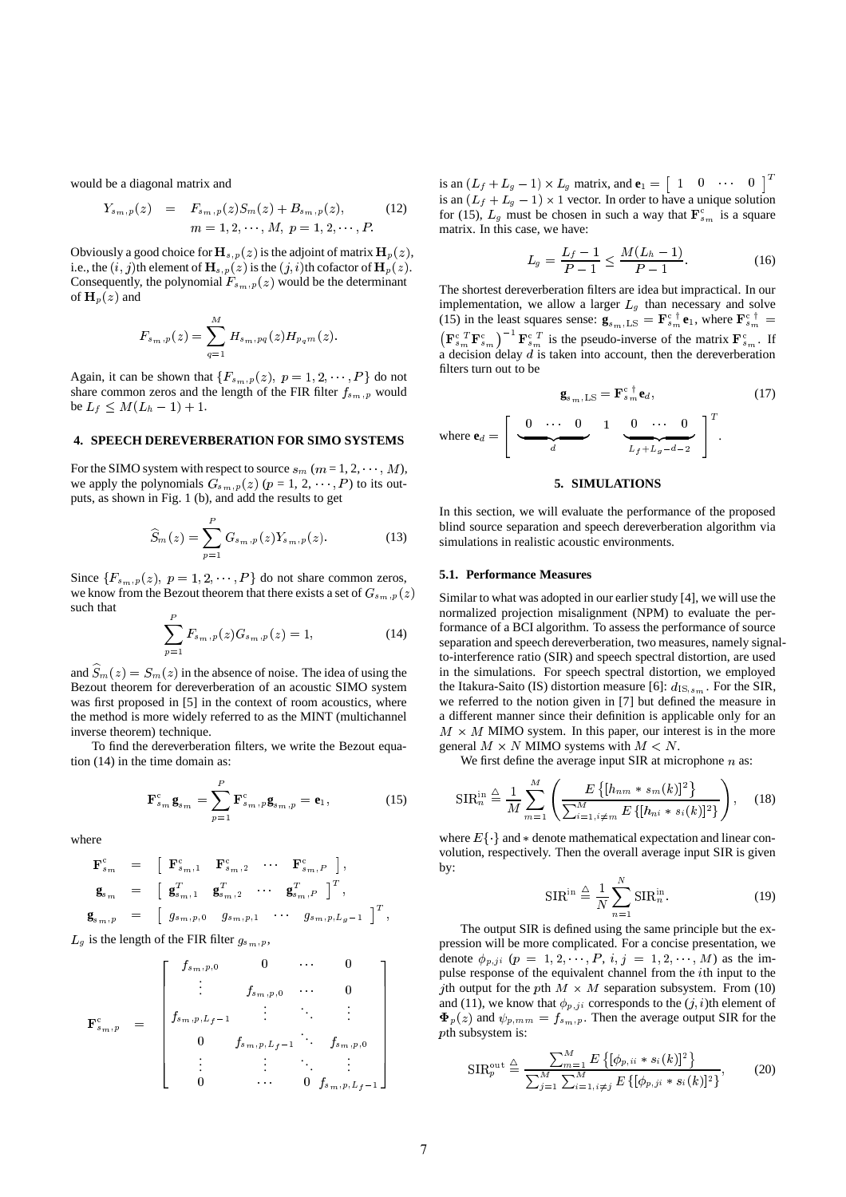would be a diagonal matrix and

$$
\begin{aligned}
Y_{s_m,p}(z) &= F_{s_m,p}(z)S_m(z) + B_{s_m,p}(z), \qquad (12)\\
& m = 1, 2, \cdots, M,\ p = 1, 2, \cdots, P.
\end{aligned}
$$

Obviously a good choice for $\mathbf{H}_{s,p}(z)$ is the adjoint of matrix $\mathbf{H}_p(z)$, i.e., the $(i,j)$th element of $\mathbf{H}_{s,p}(z)$ is the $(j,i)$th cofactor of $\mathbf{H}_p(z)$. Consequently, the polynomial $F_{s_m,p}(z)$ would be the determinant of $\mathbf{H}_p(z)$ and

$$
F_{s_m,p}(z) = \sum_{q=1}^{M} H_{s_m,pq}(z) H_{p_q m}(z).
$$

Again, it can be shown that $\{F_{s_m,p}(z),\ p = 1, 2, \cdots, P\}$ do not share common zeros and the length of the FIR filter $f_{s_m,p}$ would be $L_f \leq M(L_h - 1) + 1$.

## 4. SPEECH DEREVERBERATION FOR SIMO SYSTEMS

For the SIMO system with respect to source $s_m$ ($m = 1, 2, \cdots, M$), we apply the polynomials $G_{s_m,p}(z)$ ($p = 1, 2, \cdots, P$) to its outputs, as shown in Fig. 1 (b), and add the results to get

$$
\widehat{S}_m(z) = \sum_{p=1}^{P} G_{s_m,p}(z) Y_{s_m,p}(z). \qquad (13)
$$

Since $\{F_{s_m,p}(z),\ p = 1, 2, \cdots, P\}$ do not share common zeros, we know from the Bezout theorem that there exists a set of $G_{s_m,p}(z)$ such that

$$
\sum_{p=1}^{P} F_{s_m,p}(z) G_{s_m,p}(z) = 1, \qquad (14)
$$

and $\widehat{S}_m(z) = S_m(z)$ in the absence of noise. The idea of using the Bezout theorem for dereverberation of an acoustic SIMO system was first proposed in [5] in the context of room acoustics, where the method is more widely referred to as the MINT (multichannel inverse theorem) technique.

To find the dereverberation filters, we write the Bezout equation (14) in the time domain as:

$$
\mathbf{F}^{c}_{s_m} \mathbf{g}_{s_m} = \sum_{p=1}^{P} \mathbf{F}^{c}_{s_m,p} \mathbf{g}_{s_m,p} = \mathbf{e}_1, \qquad (15)
$$

where

$$
\begin{aligned}
\mathbf{F}^{c}_{s_m} &= \left[\begin{array}{cccc} \mathbf{F}^{c}_{s_m,1} & \mathbf{F}^{c}_{s_m,2} & \cdots & \mathbf{F}^{c}_{s_m,P} \end{array}\right], \\
\mathbf{g}_{s_m} &= \left[\begin{array}{cccc} \mathbf{g}^{T}_{s_m,1} & \mathbf{g}^{T}_{s_m,2} & \cdots & \mathbf{g}^{T}_{s_m,P} \end{array}\right]^{T}, \\
\mathbf{g}_{s_m,p} &= \left[\begin{array}{cccc} g_{s_m,p,0} & g_{s_m,p,1} & \cdots & g_{s_m,p,L_g-1} \end{array}\right]^{T},
\end{aligned}
$$

$L_g$ is the length of the FIR filter $g_{s_m,p}$,

$$
\mathbf{F}^{c}_{s_m,p} = \left[\begin{array}{cccc}
f_{s_m,p,0} & 0 & \cdots & 0 \\
\vdots & f_{s_m,p,0} & \cdots & 0 \\
f_{s_m,p,L_f-1} & \vdots & \ddots & \vdots \\
0 & f_{s_m,p,L_f-1} & \ddots & f_{s_m,p,0} \\
\vdots & \vdots & \ddots & \vdots \\
0 & \cdots & 0 & f_{s_m,p,L_f-1}
\end{array}\right]
$$

is an $(L_f + L_g - 1) \times L_g$ matrix, and $\mathbf{e}_1 = \left[\begin{array}{cccc} 1 & 0 & \cdots & 0 \end{array}\right]^{T}$ is an $(L_f + L_g - 1) \times 1$ vector. In order to have a unique solution for (15), $L_g$ must be chosen in such a way that $\mathbf{F}^{c}_{s_m}$ is a square matrix. In this case, we have:

$$
L_g = \frac{L_f - 1}{P - 1} \leq \frac{M(L_h - 1)}{P - 1}. \qquad (16)
$$

The shortest dereverberation filters are idea but impractical. In our implementation, we allow a larger $L_g$ than necessary and solve (15) in the least squares sense: $\mathbf{g}_{s_m,\mathrm{LS}} = \mathbf{F}^{c\,\dagger}_{s_m} \mathbf{e}_1$, where $\mathbf{F}^{c\,\dagger}_{s_m} = \left(\mathbf{F}^{c\,T}_{s_m} \mathbf{F}^{c}_{s_m}\right)^{-1} \mathbf{F}^{c\,T}_{s_m}$ is the pseudo-inverse of the matrix $\mathbf{F}^{c}_{s_m}$. If a decision delay $d$ is taken into account, then the dereverberation filters turn out to be

$$
\mathbf{g}_{s_m,\mathrm{LS}} = \mathbf{F}^{c\,\dagger}_{s_m} \mathbf{e}_d, \qquad (17)
$$

where $\mathbf{e}_d = \left[\begin{array}{ccc} \underbrace{0 \ \cdots \ 0}_{d} & 1 & \underbrace{0 \ \cdots \ 0}_{L_f + L_g - d - 2} \end{array}\right]^{T}$.

## 5. SIMULATIONS

In this section, we will evaluate the performance of the proposed blind source separation and speech dereverberation algorithm via simulations in realistic acoustic environments.

### 5.1. Performance Measures

Similar to what was adopted in our earlier study [4], we will use the normalized projection misalignment (NPM) to evaluate the performance of a BCI algorithm. To assess the performance of source separation and speech dereverberation, two measures, namely signal-to-interference ratio (SIR) and speech spectral distortion, are used in the simulations. For speech spectral distortion, we employed the Itakura-Saito (IS) distortion measure [6]: $d_{\mathrm{IS},s_m}$. For the SIR, we referred to the notion given in [7] but defined the measure in a different manner since their definition is applicable only for an $M \times M$ MIMO system. In this paper, our interest is in the more general $M \times N$ MIMO systems with $M < N$.

We first define the average input SIR at microphone $n$ as:

$$
\mathrm{SIR}^{\mathrm{in}}_{n} \triangleq \frac{1}{M} \sum_{m=1}^{M} \left( \frac{E\left\{[h_{nm} * s_m(k)]^2\right\}}{\sum_{i=1, i \neq m}^{M} E\left\{[h_{ni} * s_i(k)]^2\right\}} \right), \qquad (18)
$$

where $E\{\cdot\}$ and $*$ denote mathematical expectation and linear convolution, respectively. Then the overall average input SIR is given by:

$$
\mathrm{SIR}^{\mathrm{in}} \triangleq \frac{1}{N} \sum_{n=1}^{N} \mathrm{SIR}^{\mathrm{in}}_{n}. \qquad (19)
$$

The output SIR is defined using the same principle but the expression will be more complicated. For a concise presentation, we denote $\phi_{p,ji}$ ($p = 1, 2, \cdots, P$, $i, j = 1, 2, \cdots, M$) as the impulse response of the equivalent channel from the $i$th input to the $j$th output for the $p$th $M \times M$ separation subsystem. From (10) and (11), we know that $\phi_{p,ji}$ corresponds to the $(j,i)$th element of $\mathbf{\Phi}_p(z)$ and $\psi_{p,mm} = f_{s_m,p}$. Then the average output SIR for the $p$th subsystem is:

$$
\mathrm{SIR}^{\mathrm{out}}_{p} \triangleq \frac{\sum_{m=1}^{M} E\left\{[\phi_{p,ii} * s_i(k)]^2\right\}}{\sum_{j=1}^{M} \sum_{i=1, i \neq j}^{M} E\left\{[\phi_{p,ji} * s_i(k)]^2\right\}}, \qquad (20)
$$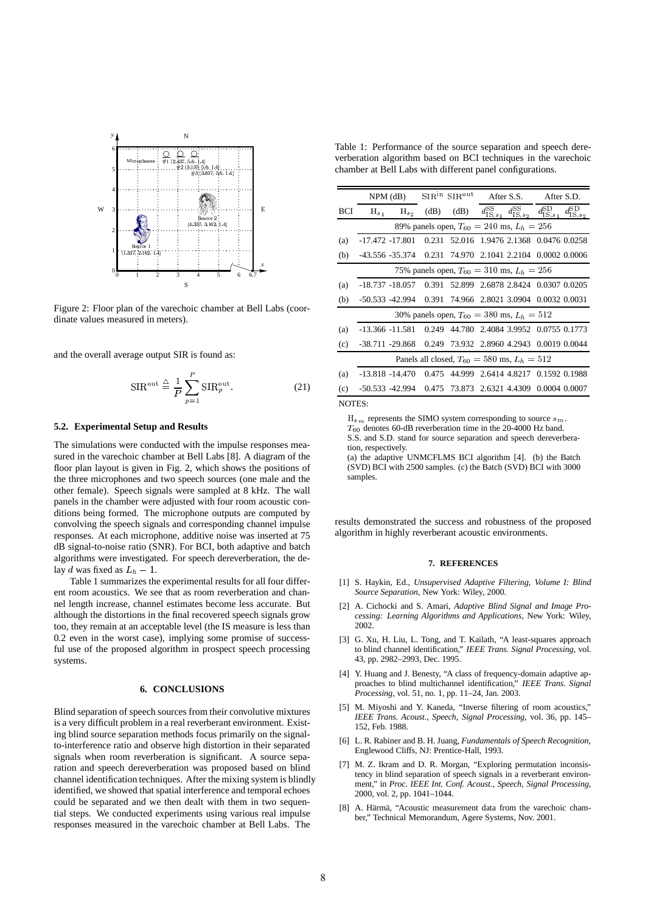y

N

Microphones #1 (2.437, 5.6, 1.4)

#2 (3.137, 5.6, 1.4)

#3 (3.837, 5.6, 1.4)

W E

Source 2 (4.337, 3.162, 1.4)

Source 1 (1.337, 2.162, 1.4)

S

x

0 1 2 3 4 5 6 6.7

Figure 2: Floor plan of the varechoic chamber at Bell Labs (coordinate values measured in meters).

and the overall average output SIR is found as:

$$\text{SIR}^{\text{out}} \triangleq \frac{1}{P}\sum_{p=1}^{P}\text{SIR}_p^{\text{out}}. \tag{21}$$

### 5.2. Experimental Setup and Results

The simulations were conducted with the impulse responses measured in the varechoic chamber at Bell Labs [8]. A diagram of the floor plan layout is given in Fig. 2, which shows the positions of the three microphones and two speech sources (one male and the other female). Speech signals were sampled at 8 kHz. The wall panels in the chamber were adjusted with four room acoustic conditions being formed. The microphone outputs are computed by convolving the speech signals and corresponding channel impulse responses. At each microphone, additive noise was inserted at 75 dB signal-to-noise ratio (SNR). For BCI, both adaptive and batch algorithms were investigated. For speech dereverberation, the delay $d$ was fixed as $L_h - 1$.

Table 1 summarizes the experimental results for all four different room acoustics. We see that as room reverberation and channel length increase, channel estimates become less accurate. But although the distortions in the final recovered speech signals grow too, they remain at an acceptable level (the IS measure is less than 0.2 even in the worst case), implying some promise of successful use of the proposed algorithm in prospect speech processing systems.

Table 1: Performance of the source separation and speech dereverberation algorithm based on BCI techniques in the varechoic chamber at Bell Labs with different panel configurations.

| BCI | NPM (dB) $\text{H}_{s_1}$ | NPM (dB) $\text{H}_{s_2}$ | $\text{SIR}^{\text{in}}$ (dB) | $\text{SIR}^{\text{out}}$ (dB) | After S.S. $d_{\text{IS},s_1}^{\text{SS}}$ | After S.S. $d_{\text{IS},s_2}^{\text{SS}}$ | After S.D. $d_{\text{IS},s_1}^{\text{SD}}$ | After S.D. $d_{\text{IS},s_2}^{\text{SD}}$ |
|---|---|---|---|---|---|---|---|---|
| 89% panels open, $T_{60} = 240$ ms, $L_h = 256$ | | | | | | | | |
| (a) | -17.472 | -17.801 | 0.231 | 52.016 | 1.9476 | 2.1368 | 0.0476 | 0.0258 |
| (b) | -43.556 | -35.374 | 0.231 | 74.970 | 2.1041 | 2.2104 | 0.0002 | 0.0006 |
| 75% panels open, $T_{60} = 310$ ms, $L_h = 256$ | | | | | | | | |
| (a) | -18.737 | -18.057 | 0.391 | 52.899 | 2.6878 | 2.8424 | 0.0307 | 0.0205 |
| (b) | -50.533 | -42.994 | 0.391 | 74.966 | 2.8021 | 3.0904 | 0.0032 | 0.0031 |
| 30% panels open, $T_{60} = 380$ ms, $L_h = 512$ | | | | | | | | |
| (a) | -13.366 | -11.581 | 0.249 | 44.780 | 2.4084 | 3.9952 | 0.0755 | 0.1773 |
| (c) | -38.711 | -29.868 | 0.249 | 73.932 | 2.8960 | 4.2943 | 0.0019 | 0.0044 |
| Panels all closed, $T_{60} = 580$ ms, $L_h = 512$ | | | | | | | | |
| (a) | -13.818 | -14.470 | 0.475 | 44.999 | 2.6414 | 4.8217 | 0.1592 | 0.1988 |
| (c) | -50.533 | -42.994 | 0.475 | 73.873 | 2.6321 | 4.4309 | 0.0004 | 0.0007 |

NOTES:

$\text{H}_{s_m}$ represents the SIMO system corresponding to source $s_m$.
$T_{60}$ denotes 60-dB reverberation time in the 20-4000 Hz band.
S.S. and S.D. stand for source separation and speech dereverberation, respectively.
(a) the adaptive UNMCFLMS BCI algorithm [4]. (b) the Batch (SVD) BCI with 2500 samples. (c) the Batch (SVD) BCI with 3000 samples.

## 6. CONCLUSIONS

Blind separation of speech sources from their convolutive mixtures is a very difficult problem in a real reverberant environment. Existing blind source separation methods focus primarily on the signal-to-interference ratio and observe high distortion in their separated signals when room reverberation is significant. A source separation and speech dereverberation was proposed based on blind channel identification techniques. After the mixing system is blindly identified, we showed that spatial interference and temporal echoes could be separated and we then dealt with them in two sequential steps. We conducted experiments using various real impulse responses measured in the varechoic chamber at Bell Labs. The results demonstrated the success and robustness of the proposed algorithm in highly reverberant acoustic environments.

## 7. REFERENCES

[1] S. Haykin, Ed., *Unsupervised Adaptive Filtering, Volume I: Blind Source Separation*, New York: Wiley, 2000.

[2] A. Cichocki and S. Amari, *Adaptive Blind Signal and Image Processing: Learning Algorithms and Applications*, New York: Wiley, 2002.

[3] G. Xu, H. Liu, L. Tong, and T. Kailath, "A least-squares approach to blind channel identification," *IEEE Trans. Signal Processing*, vol. 43, pp. 2982–2993, Dec. 1995.

[4] Y. Huang and J. Benesty, "A class of frequency-domain adaptive approaches to blind multichannel identification," *IEEE Trans. Signal Processing*, vol. 51, no. 1, pp. 11–24, Jan. 2003.

[5] M. Miyoshi and Y. Kaneda, "Inverse filtering of room acoustics," *IEEE Trans. Acoust., Speech, Signal Processing*, vol. 36, pp. 145–152, Feb. 1988.

[6] L. R. Rabiner and B. H. Juang, *Fundamentals of Speech Recognition*, Englewood Cliffs, NJ: Prentice-Hall, 1993.

[7] M. Z. Ikram and D. R. Morgan, "Exploring permutation inconsistency in blind separation of speech signals in a reverberant environment," in *Proc. IEEE Int. Conf. Acoust., Speech, Signal Processing*, 2000, vol. 2, pp. 1041–1044.

[8] A. Härmä, "Acoustic measurement data from the varechoic chamber," Technical Memorandum, Agere Systems, Nov. 2001.